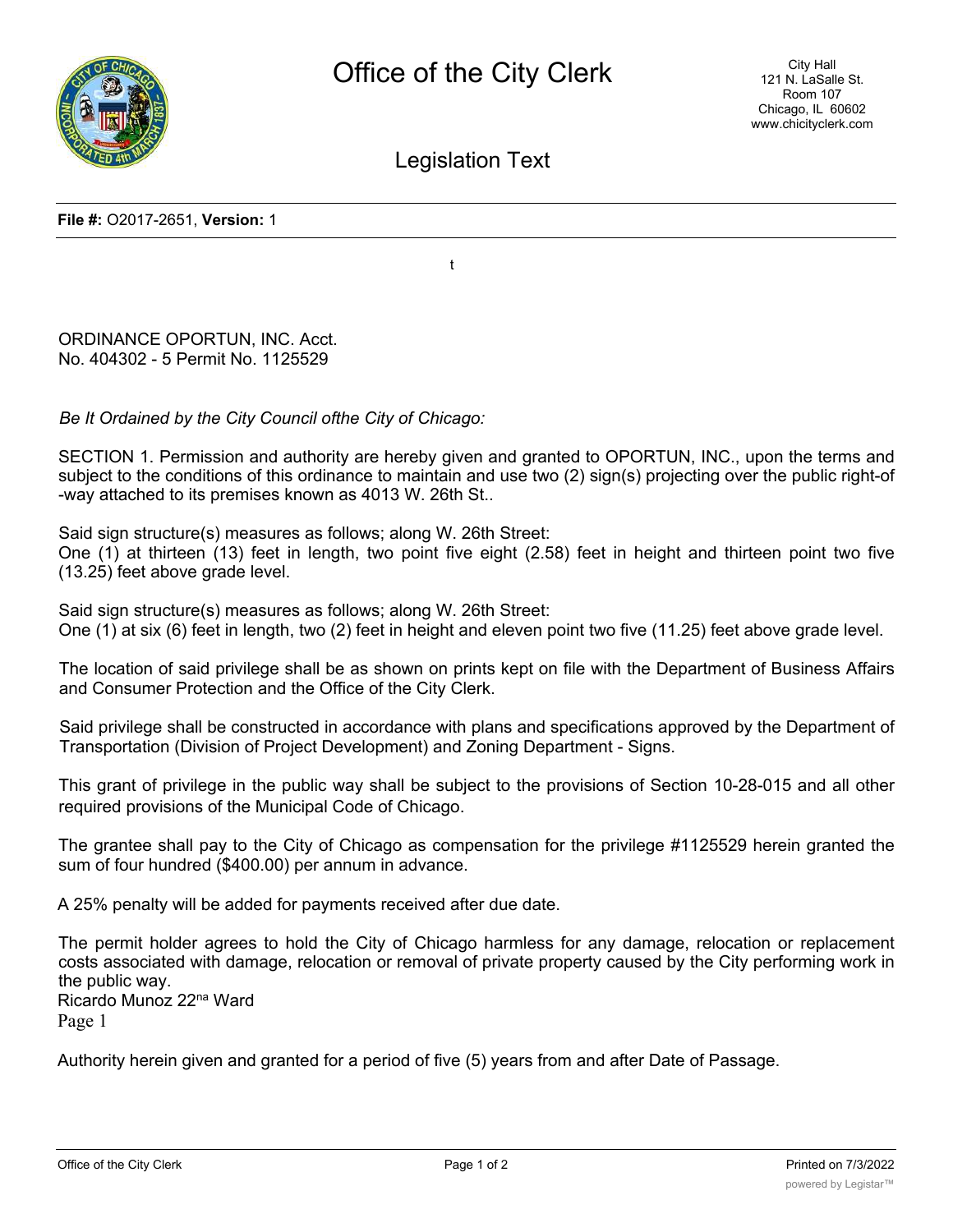# Office of the City Clerk

## Legislation Text

**File #:** O2017-2651, **Version:** 1

t

ORDINANCE OPORTUN, INC. Acct. No. 404302 - 5 Permit No. 1125529

*Be It Ordained by the City Council ofthe City of Chicago:*

SECTION 1. Permission and authority are hereby given and granted to OPORTUN, INC., upon the terms and subject to the conditions of this ordinance to maintain and use two (2) sign(s) projecting over the public right-of -way attached to its premises known as 4013 W. 26th St..

Said sign structure(s) measures as follows; along W. 26th Street:
One (1) at thirteen (13) feet in length, two point five eight (2.58) feet in height and thirteen point two five (13.25) feet above grade level.

Said sign structure(s) measures as follows; along W. 26th Street:
One (1) at six (6) feet in length, two (2) feet in height and eleven point two five (11.25) feet above grade level.

The location of said privilege shall be as shown on prints kept on file with the Department of Business Affairs and Consumer Protection and the Office of the City Clerk.

Said privilege shall be constructed in accordance with plans and specifications approved by the Department of Transportation (Division of Project Development) and Zoning Department - Signs.

This grant of privilege in the public way shall be subject to the provisions of Section 10-28-015 and all other required provisions of the Municipal Code of Chicago.

The grantee shall pay to the City of Chicago as compensation for the privilege #1125529 herein granted the sum of four hundred ($400.00) per annum in advance.

A 25% penalty will be added for payments received after due date.

The permit holder agrees to hold the City of Chicago harmless for any damage, relocation or replacement costs associated with damage, relocation or removal of private property caused by the City performing work in the public way.
Ricardo Munoz 22na Ward
Page 1

Authority herein given and granted for a period of five (5) years from and after Date of Passage.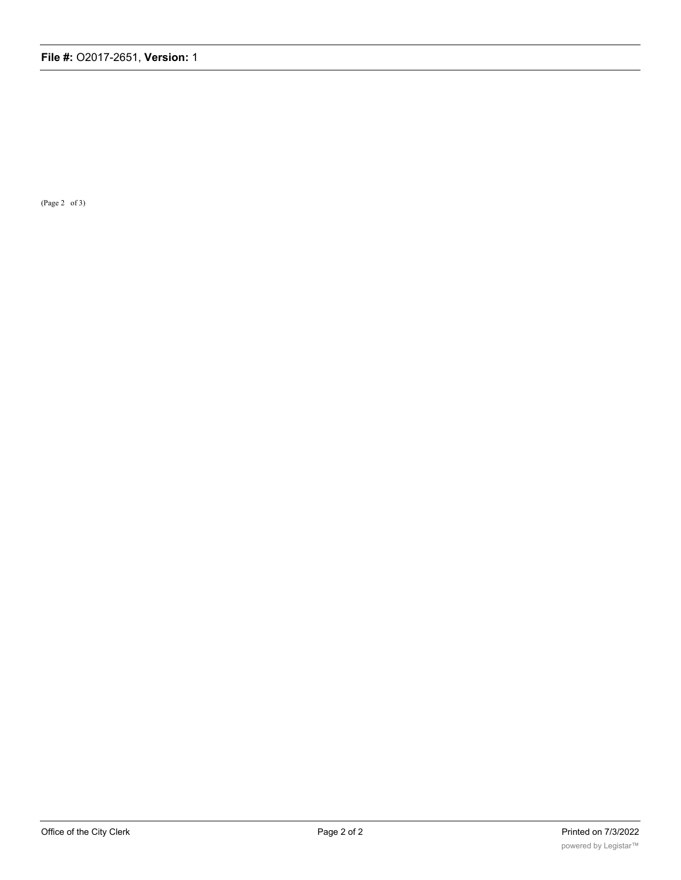(Page 2 of 3)